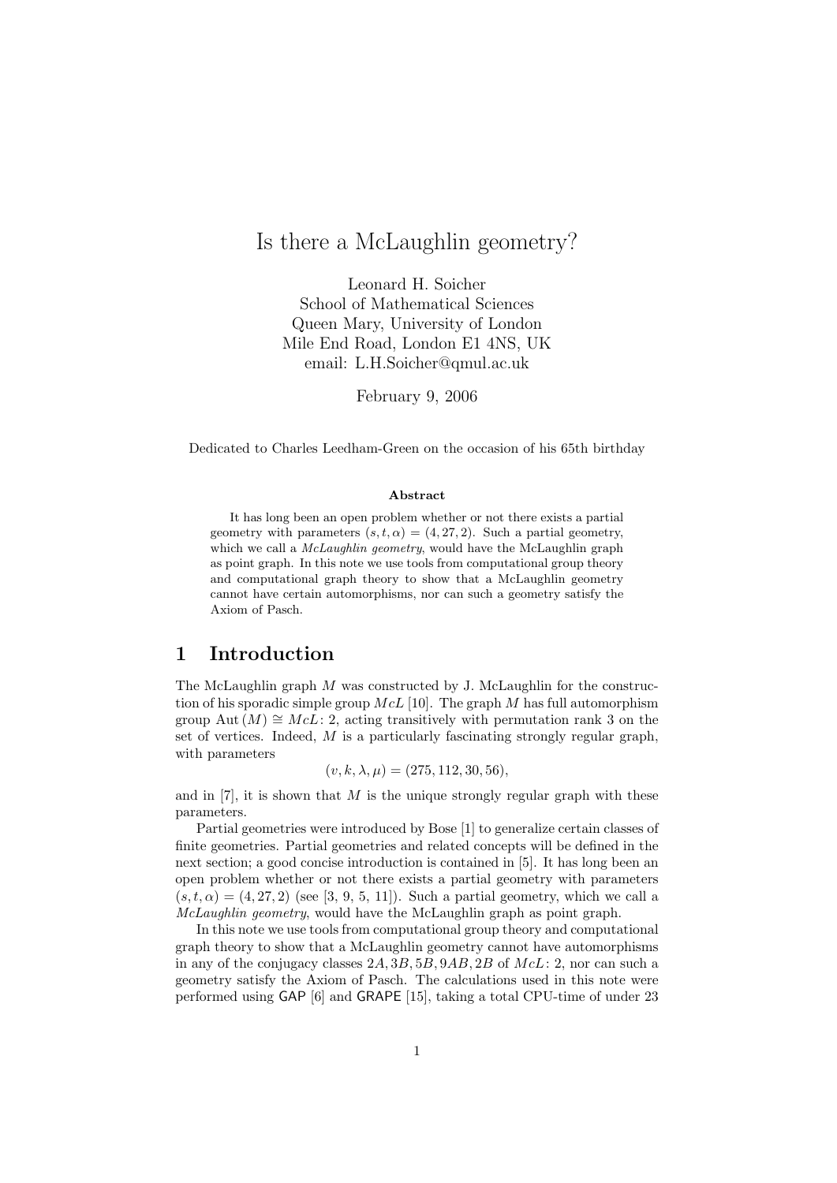# Is there a McLaughlin geometry?

Leonard H. Soicher
School of Mathematical Sciences
Queen Mary, University of London
Mile End Road, London E1 4NS, UK
email: L.H.Soicher@qmul.ac.uk

February 9, 2006

Dedicated to Charles Leedham-Green on the occasion of his 65th birthday

**Abstract**

It has long been an open problem whether or not there exists a partial geometry with parameters $(s, t, \alpha) = (4, 27, 2)$. Such a partial geometry, which we call a *McLaughlin geometry*, would have the McLaughlin graph as point graph. In this note we use tools from computational group theory and computational graph theory to show that a McLaughlin geometry cannot have certain automorphisms, nor can such a geometry satisfy the Axiom of Pasch.

## 1 Introduction

The McLaughlin graph $M$ was constructed by J. McLaughlin for the construction of his sporadic simple group $McL$ [10]. The graph $M$ has full automorphism group $\mathrm{Aut}\,(M) \cong McL{:}\,2$, acting transitively with permutation rank 3 on the set of vertices. Indeed, $M$ is a particularly fascinating strongly regular graph, with parameters

$$(v, k, \lambda, \mu) = (275, 112, 30, 56),$$

and in [7], it is shown that $M$ is the unique strongly regular graph with these parameters.

Partial geometries were introduced by Bose [1] to generalize certain classes of finite geometries. Partial geometries and related concepts will be defined in the next section; a good concise introduction is contained in [5]. It has long been an open problem whether or not there exists a partial geometry with parameters $(s, t, \alpha) = (4, 27, 2)$ (see [3, 9, 5, 11]). Such a partial geometry, which we call a *McLaughlin geometry*, would have the McLaughlin graph as point graph.

In this note we use tools from computational group theory and computational graph theory to show that a McLaughlin geometry cannot have automorphisms in any of the conjugacy classes $2A, 3B, 5B, 9AB, 2B$ of $McL{:}\,2$, nor can such a geometry satisfy the Axiom of Pasch. The calculations used in this note were performed using GAP [6] and GRAPE [15], taking a total CPU-time of under 23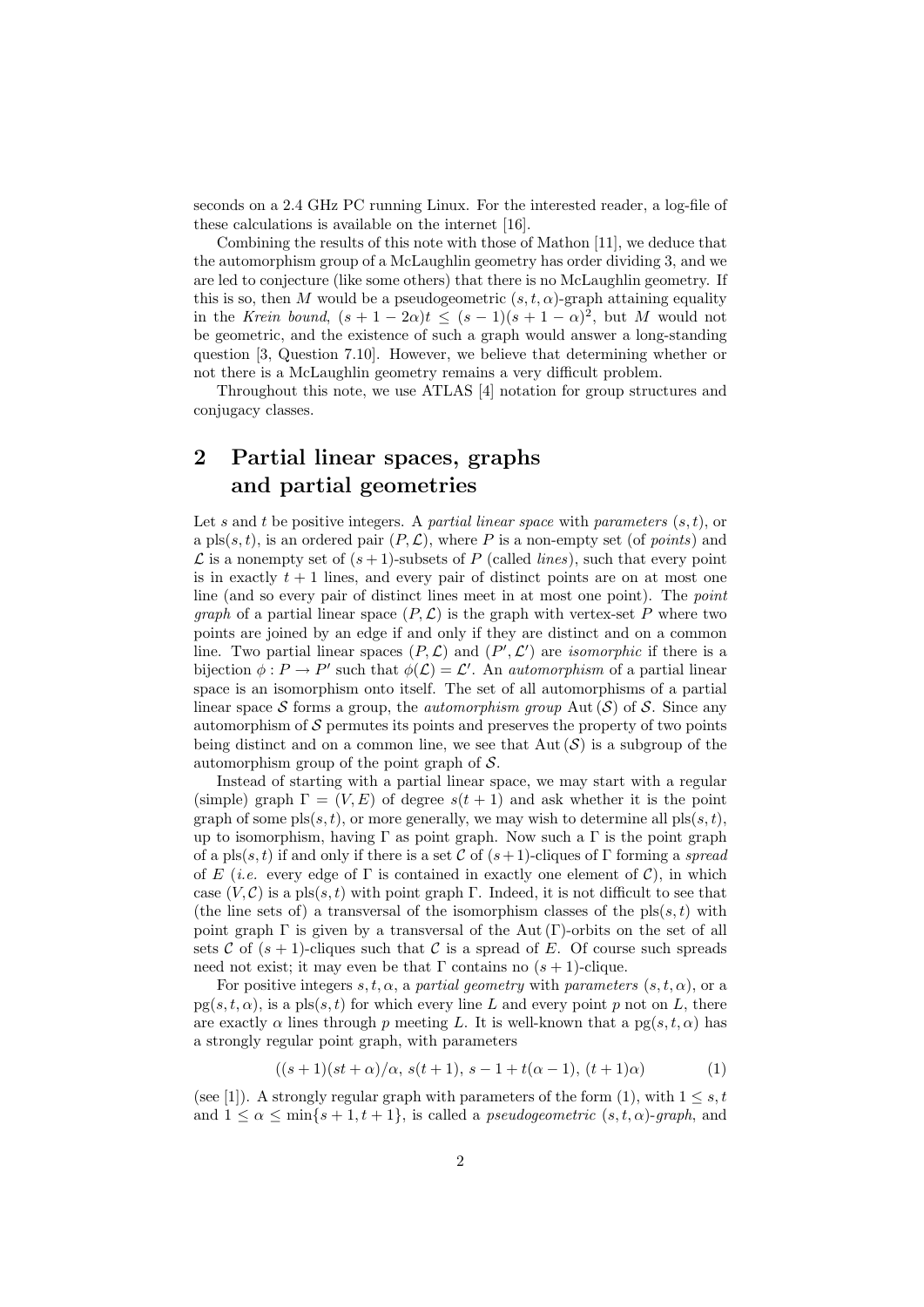seconds on a 2.4 GHz PC running Linux. For the interested reader, a log-file of these calculations is available on the internet [16].

Combining the results of this note with those of Mathon [11], we deduce that the automorphism group of a McLaughlin geometry has order dividing 3, and we are led to conjecture (like some others) that there is no McLaughlin geometry. If this is so, then $M$ would be a pseudogeometric $(s,t,\alpha)$-graph attaining equality in the *Krein bound*, $(s+1-2\alpha)t \leq (s-1)(s+1-\alpha)^2$, but $M$ would not be geometric, and the existence of such a graph would answer a long-standing question [3, Question 7.10]. However, we believe that determining whether or not there is a McLaughlin geometry remains a very difficult problem.

Throughout this note, we use ATLAS [4] notation for group structures and conjugacy classes.

## 2 Partial linear spaces, graphs and partial geometries

Let $s$ and $t$ be positive integers. A *partial linear space* with *parameters* $(s,t)$, or a $\mathrm{pls}(s,t)$, is an ordered pair $(P,\mathcal{L})$, where $P$ is a non-empty set (of *points*) and $\mathcal{L}$ is a nonempty set of $(s+1)$-subsets of $P$ (called *lines*), such that every point is in exactly $t+1$ lines, and every pair of distinct points are on at most one line (and so every pair of distinct lines meet in at most one point). The *point graph* of a partial linear space $(P,\mathcal{L})$ is the graph with vertex-set $P$ where two points are joined by an edge if and only if they are distinct and on a common line. Two partial linear spaces $(P,\mathcal{L})$ and $(P',\mathcal{L}')$ are *isomorphic* if there is a bijection $\phi : P \to P'$ such that $\phi(\mathcal{L}) = \mathcal{L}'$. An *automorphism* of a partial linear space is an isomorphism onto itself. The set of all automorphisms of a partial linear space $\mathcal{S}$ forms a group, the *automorphism group* $\mathrm{Aut}\,(\mathcal{S})$ of $\mathcal{S}$. Since any automorphism of $\mathcal{S}$ permutes its points and preserves the property of two points being distinct and on a common line, we see that $\mathrm{Aut}\,(\mathcal{S})$ is a subgroup of the automorphism group of the point graph of $\mathcal{S}$.

Instead of starting with a partial linear space, we may start with a regular (simple) graph $\Gamma = (V,E)$ of degree $s(t+1)$ and ask whether it is the point graph of some $\mathrm{pls}(s,t)$, or more generally, we may wish to determine all $\mathrm{pls}(s,t)$, up to isomorphism, having $\Gamma$ as point graph. Now such a $\Gamma$ is the point graph of a $\mathrm{pls}(s,t)$ if and only if there is a set $\mathcal{C}$ of $(s+1)$-cliques of $\Gamma$ forming a *spread* of $E$ (*i.e.* every edge of $\Gamma$ is contained in exactly one element of $\mathcal{C}$), in which case $(V,\mathcal{C})$ is a $\mathrm{pls}(s,t)$ with point graph $\Gamma$. Indeed, it is not difficult to see that (the line sets of) a transversal of the isomorphism classes of the $\mathrm{pls}(s,t)$ with point graph $\Gamma$ is given by a transversal of the $\mathrm{Aut}\,(\Gamma)$-orbits on the set of all sets $\mathcal{C}$ of $(s+1)$-cliques such that $\mathcal{C}$ is a spread of $E$. Of course such spreads need not exist; it may even be that $\Gamma$ contains no $(s+1)$-clique.

For positive integers $s,t,\alpha$, a *partial geometry* with *parameters* $(s,t,\alpha)$, or a $\mathrm{pg}(s,t,\alpha)$, is a $\mathrm{pls}(s,t)$ for which every line $L$ and every point $p$ not on $L$, there are exactly $\alpha$ lines through $p$ meeting $L$. It is well-known that a $\mathrm{pg}(s,t,\alpha)$ has a strongly regular point graph, with parameters

$$((s+1)(st+\alpha)/\alpha,\ s(t+1),\ s-1+t(\alpha-1),\ (t+1)\alpha) \tag{1}$$

(see [1]). A strongly regular graph with parameters of the form (1), with $1 \leq s,t$ and $1 \leq \alpha \leq \min\{s+1,t+1\}$, is called a *pseudogeometric* $(s,t,\alpha)$*-graph*, and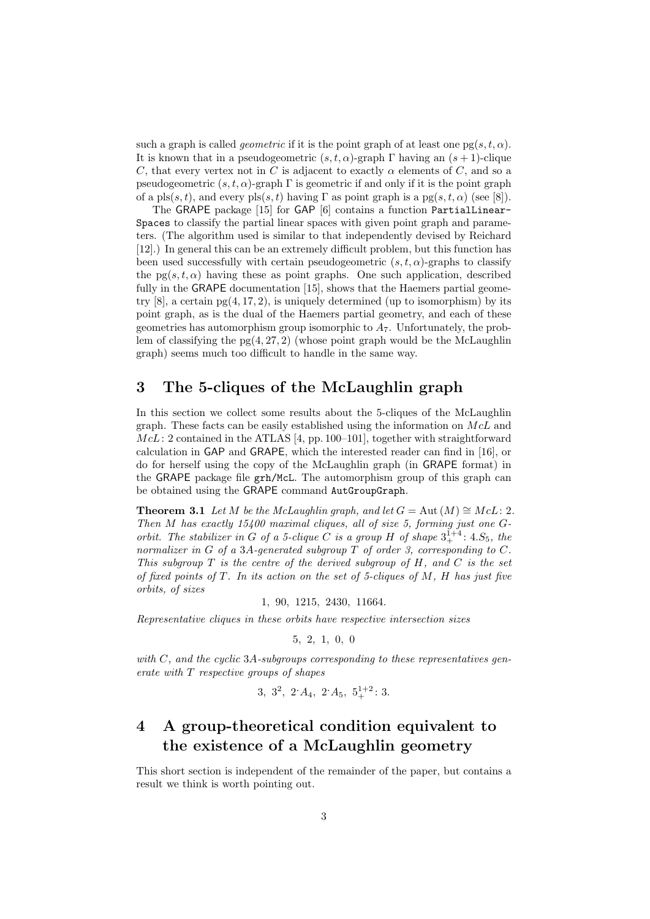such a graph is called *geometric* if it is the point graph of at least one $\mathrm{pg}(s,t,\alpha)$. It is known that in a pseudogeometric $(s,t,\alpha)$-graph $\Gamma$ having an $(s+1)$-clique $C$, that every vertex not in $C$ is adjacent to exactly $\alpha$ elements of $C$, and so a pseudogeometric $(s,t,\alpha)$-graph $\Gamma$ is geometric if and only if it is the point graph of a $\mathrm{pls}(s,t)$, and every $\mathrm{pls}(s,t)$ having $\Gamma$ as point graph is a $\mathrm{pg}(s,t,\alpha)$ (see [8]).

The GRAPE package [15] for GAP [6] contains a function `PartialLinearSpaces` to classify the partial linear spaces with given point graph and parameters. (The algorithm used is similar to that independently devised by Reichard [12].) In general this can be an extremely difficult problem, but this function has been used successfully with certain pseudogeometric $(s,t,\alpha)$-graphs to classify the $\mathrm{pg}(s,t,\alpha)$ having these as point graphs. One such application, described fully in the GRAPE documentation [15], shows that the Haemers partial geometry [8], a certain $\mathrm{pg}(4,17,2)$, is uniquely determined (up to isomorphism) by its point graph, as is the dual of the Haemers partial geometry, and each of these geometries has automorphism group isomorphic to $A_7$. Unfortunately, the problem of classifying the $\mathrm{pg}(4,27,2)$ (whose point graph would be the McLaughlin graph) seems much too difficult to handle in the same way.

## 3 The 5-cliques of the McLaughlin graph

In this section we collect some results about the 5-cliques of the McLaughlin graph. These facts can be easily established using the information on $McL$ and $McL{:}\,2$ contained in the ATLAS [4, pp. 100–101], together with straightforward calculation in GAP and GRAPE, which the interested reader can find in [16], or do for herself using the copy of the McLaughlin graph (in GRAPE format) in the GRAPE package file `grh/McL`. The automorphism group of this graph can be obtained using the GRAPE command `AutGroupGraph`.

**Theorem 3.1** *Let $M$ be the McLaughlin graph, and let $G = \mathrm{Aut}(M) \cong McL{:}\,2$. Then $M$ has exactly 15400 maximal cliques, all of size 5, forming just one $G$-orbit. The stabilizer in $G$ of a 5-clique $C$ is a group $H$ of shape $3^{1+4}_{+}{:}\,4.S_5$, the normalizer in $G$ of a 3A-generated subgroup $T$ of order 3, corresponding to $C$. This subgroup $T$ is the centre of the derived subgroup of $H$, and $C$ is the set of fixed points of $T$. In its action on the set of 5-cliques of $M$, $H$ has just five orbits, of sizes*

$$1,\ 90,\ 1215,\ 2430,\ 11664.$$

*Representative cliques in these orbits have respective intersection sizes*

$$5,\ 2,\ 1,\ 0,\ 0$$

*with $C$, and the cyclic 3A-subgroups corresponding to these representatives generate with $T$ respective groups of shapes*

$$3,\ 3^2,\ 2^{\cdot}A_4,\ 2^{\cdot}A_5,\ 5^{1+2}_{+}{:}\,3.$$

## 4 A group-theoretical condition equivalent to the existence of a McLaughlin geometry

This short section is independent of the remainder of the paper, but contains a result we think is worth pointing out.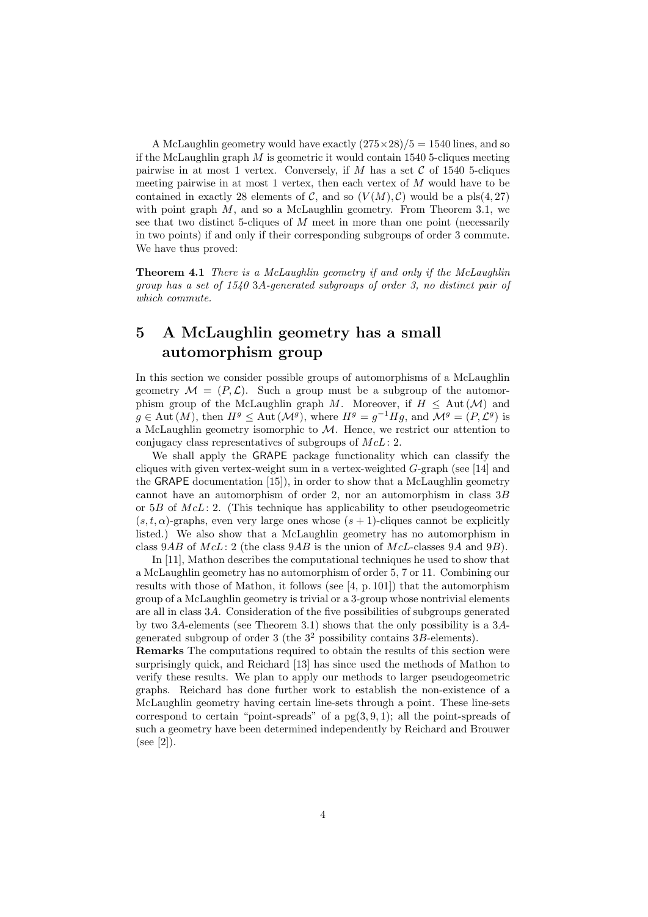A McLaughlin geometry would have exactly $(275 \times 28)/5 = 1540$ lines, and so if the McLaughlin graph $M$ is geometric it would contain 1540 5-cliques meeting pairwise in at most 1 vertex. Conversely, if $M$ has a set $\mathcal{C}$ of 1540 5-cliques meeting pairwise in at most 1 vertex, then each vertex of $M$ would have to be contained in exactly 28 elements of $\mathcal{C}$, and so $(V(M), \mathcal{C})$ would be a pls(4, 27) with point graph $M$, and so a McLaughlin geometry. From Theorem 3.1, we see that two distinct 5-cliques of $M$ meet in more than one point (necessarily in two points) if and only if their corresponding subgroups of order 3 commute. We have thus proved:

**Theorem 4.1** *There is a McLaughlin geometry if and only if the McLaughlin group has a set of 1540 3A-generated subgroups of order 3, no distinct pair of which commute.*

# 5 A McLaughlin geometry has a small automorphism group

In this section we consider possible groups of automorphisms of a McLaughlin geometry $\mathcal{M} = (P, \mathcal{L})$. Such a group must be a subgroup of the automorphism group of the McLaughlin graph $M$. Moreover, if $H \leq \mathrm{Aut}(\mathcal{M})$ and $g \in \mathrm{Aut}(M)$, then $H^g \leq \mathrm{Aut}(\mathcal{M}^g)$, where $H^g = g^{-1}Hg$, and $\mathcal{M}^g = (P, \mathcal{L}^g)$ is a McLaughlin geometry isomorphic to $\mathcal{M}$. Hence, we restrict our attention to conjugacy class representatives of subgroups of $McL{:}\,2$.

We shall apply the GRAPE package functionality which can classify the cliques with given vertex-weight sum in a vertex-weighted $G$-graph (see [14] and the GRAPE documentation [15]), in order to show that a McLaughlin geometry cannot have an automorphism of order 2, nor an automorphism in class $3B$ or $5B$ of $McL{:}\,2$. (This technique has applicability to other pseudogeometric $(s, t, \alpha)$-graphs, even very large ones whose $(s+1)$-cliques cannot be explicitly listed.) We also show that a McLaughlin geometry has no automorphism in class $9AB$ of $McL{:}\,2$ (the class $9AB$ is the union of $McL$-classes $9A$ and $9B$).

In [11], Mathon describes the computational techniques he used to show that a McLaughlin geometry has no automorphism of order 5, 7 or 11. Combining our results with those of Mathon, it follows (see [4, p. 101]) that the automorphism group of a McLaughlin geometry is trivial or a 3-group whose nontrivial elements are all in class $3A$. Consideration of the five possibilities of subgroups generated by two $3A$-elements (see Theorem 3.1) shows that the only possibility is a $3A$-generated subgroup of order 3 (the $3^2$ possibility contains $3B$-elements).

**Remarks** The computations required to obtain the results of this section were surprisingly quick, and Reichard [13] has since used the methods of Mathon to verify these results. We plan to apply our methods to larger pseudogeometric graphs. Reichard has done further work to establish the non-existence of a McLaughlin geometry having certain line-sets through a point. These line-sets correspond to certain "point-spreads" of a pg(3, 9, 1); all the point-spreads of such a geometry have been determined independently by Reichard and Brouwer (see [2]).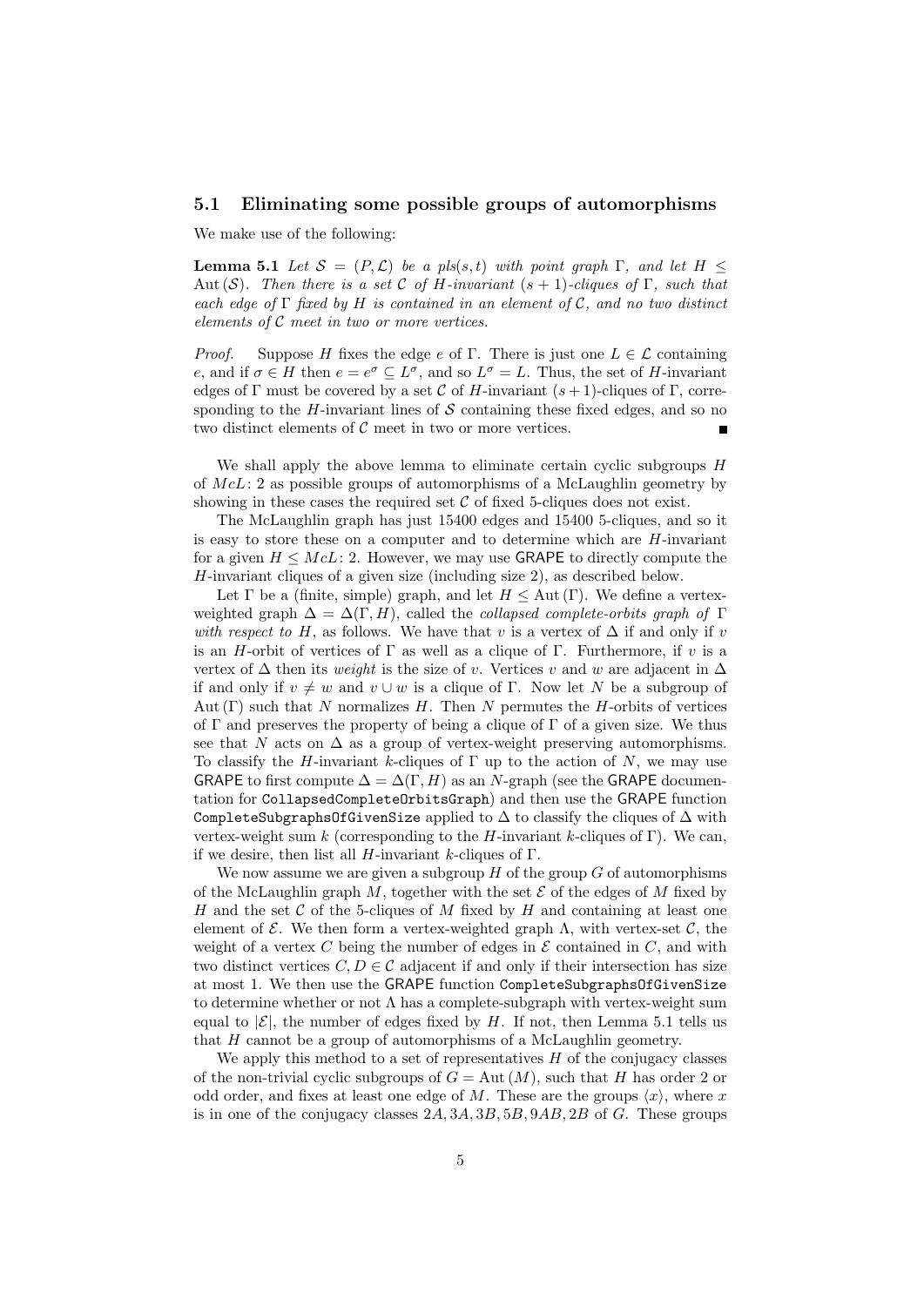### 5.1 Eliminating some possible groups of automorphisms

We make use of the following:

**Lemma 5.1** *Let $\mathcal{S} = (P, \mathcal{L})$ be a pls$(s,t)$ with point graph $\Gamma$, and let $H \leq \mathrm{Aut}\,(\mathcal{S})$. Then there is a set $\mathcal{C}$ of $H$-invariant $(s+1)$-cliques of $\Gamma$, such that each edge of $\Gamma$ fixed by $H$ is contained in an element of $\mathcal{C}$, and no two distinct elements of $\mathcal{C}$ meet in two or more vertices.*

*Proof.* Suppose $H$ fixes the edge $e$ of $\Gamma$. There is just one $L \in \mathcal{L}$ containing $e$, and if $\sigma \in H$ then $e = e^\sigma \subseteq L^\sigma$, and so $L^\sigma = L$. Thus, the set of $H$-invariant edges of $\Gamma$ must be covered by a set $\mathcal{C}$ of $H$-invariant $(s+1)$-cliques of $\Gamma$, corresponding to the $H$-invariant lines of $\mathcal{S}$ containing these fixed edges, and so no two distinct elements of $\mathcal{C}$ meet in two or more vertices. ∎

We shall apply the above lemma to eliminate certain cyclic subgroups $H$ of $McL{:}\,2$ as possible groups of automorphisms of a McLaughlin geometry by showing in these cases the required set $\mathcal{C}$ of fixed 5-cliques does not exist.

The McLaughlin graph has just 15400 edges and 15400 5-cliques, and so it is easy to store these on a computer and to determine which are $H$-invariant for a given $H \leq McL{:}\,2$. However, we may use GRAPE to directly compute the $H$-invariant cliques of a given size (including size 2), as described below.

Let $\Gamma$ be a (finite, simple) graph, and let $H \leq \mathrm{Aut}\,(\Gamma)$. We define a vertex-weighted graph $\Delta = \Delta(\Gamma, H)$, called the *collapsed complete-orbits graph of* $\Gamma$ *with respect to* $H$, as follows. We have that $v$ is a vertex of $\Delta$ if and only if $v$ is an $H$-orbit of vertices of $\Gamma$ as well as a clique of $\Gamma$. Furthermore, if $v$ is a vertex of $\Delta$ then its *weight* is the size of $v$. Vertices $v$ and $w$ are adjacent in $\Delta$ if and only if $v \neq w$ and $v \cup w$ is a clique of $\Gamma$. Now let $N$ be a subgroup of $\mathrm{Aut}\,(\Gamma)$ such that $N$ normalizes $H$. Then $N$ permutes the $H$-orbits of vertices of $\Gamma$ and preserves the property of being a clique of $\Gamma$ of a given size. We thus see that $N$ acts on $\Delta$ as a group of vertex-weight preserving automorphisms. To classify the $H$-invariant $k$-cliques of $\Gamma$ up to the action of $N$, we may use GRAPE to first compute $\Delta = \Delta(\Gamma, H)$ as an $N$-graph (see the GRAPE documentation for `CollapsedCompleteOrbitsGraph`) and then use the GRAPE function `CompleteSubgraphsOfGivenSize` applied to $\Delta$ to classify the cliques of $\Delta$ with vertex-weight sum $k$ (corresponding to the $H$-invariant $k$-cliques of $\Gamma$). We can, if we desire, then list all $H$-invariant $k$-cliques of $\Gamma$.

We now assume we are given a subgroup $H$ of the group $G$ of automorphisms of the McLaughlin graph $M$, together with the set $\mathcal{E}$ of the edges of $M$ fixed by $H$ and the set $\mathcal{C}$ of the 5-cliques of $M$ fixed by $H$ and containing at least one element of $\mathcal{E}$. We then form a vertex-weighted graph $\Lambda$, with vertex-set $\mathcal{C}$, the weight of a vertex $C$ being the number of edges in $\mathcal{E}$ contained in $C$, and with two distinct vertices $C, D \in \mathcal{C}$ adjacent if and only if their intersection has size at most 1. We then use the GRAPE function `CompleteSubgraphsOfGivenSize` to determine whether or not $\Lambda$ has a complete-subgraph with vertex-weight sum equal to $|\mathcal{E}|$, the number of edges fixed by $H$. If not, then Lemma 5.1 tells us that $H$ cannot be a group of automorphisms of a McLaughlin geometry.

We apply this method to a set of representatives $H$ of the conjugacy classes of the non-trivial cyclic subgroups of $G = \mathrm{Aut}\,(M)$, such that $H$ has order 2 or odd order, and fixes at least one edge of $M$. These are the groups $\langle x \rangle$, where $x$ is in one of the conjugacy classes $2A, 3A, 3B, 5B, 9AB, 2B$ of $G$. These groups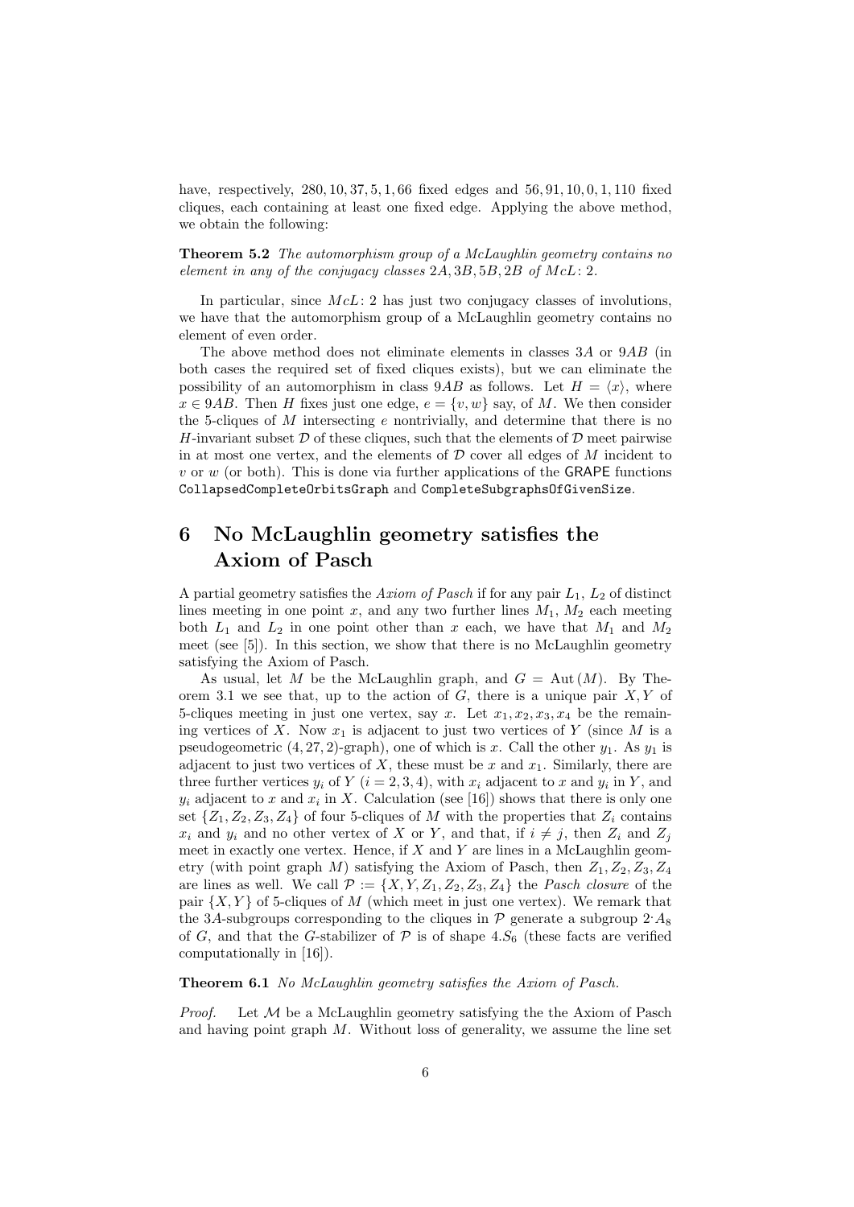have, respectively, 280, 10, 37, 5, 1, 66 fixed edges and 56, 91, 10, 0, 1, 110 fixed cliques, each containing at least one fixed edge. Applying the above method, we obtain the following:

**Theorem 5.2** *The automorphism group of a McLaughlin geometry contains no element in any of the conjugacy classes $2A, 3B, 5B, 2B$ of $McL{:}\,2$.*

In particular, since $McL{:}\,2$ has just two conjugacy classes of involutions, we have that the automorphism group of a McLaughlin geometry contains no element of even order.

The above method does not eliminate elements in classes $3A$ or $9AB$ (in both cases the required set of fixed cliques exists), but we can eliminate the possibility of an automorphism in class $9AB$ as follows. Let $H = \langle x \rangle$, where $x \in 9AB$. Then $H$ fixes just one edge, $e = \{v, w\}$ say, of $M$. We then consider the 5-cliques of $M$ intersecting $e$ nontrivially, and determine that there is no $H$-invariant subset $\mathcal{D}$ of these cliques, such that the elements of $\mathcal{D}$ meet pairwise in at most one vertex, and the elements of $\mathcal{D}$ cover all edges of $M$ incident to $v$ or $w$ (or both). This is done via further applications of the GRAPE functions `CollapsedCompleteOrbitsGraph` and `CompleteSubgraphsOfGivenSize`.

# 6 No McLaughlin geometry satisfies the Axiom of Pasch

A partial geometry satisfies the *Axiom of Pasch* if for any pair $L_1$, $L_2$ of distinct lines meeting in one point $x$, and any two further lines $M_1$, $M_2$ each meeting both $L_1$ and $L_2$ in one point other than $x$ each, we have that $M_1$ and $M_2$ meet (see [5]). In this section, we show that there is no McLaughlin geometry satisfying the Axiom of Pasch.

As usual, let $M$ be the McLaughlin graph, and $G = \mathrm{Aut}\,(M)$. By Theorem 3.1 we see that, up to the action of $G$, there is a unique pair $X, Y$ of 5-cliques meeting in just one vertex, say $x$. Let $x_1, x_2, x_3, x_4$ be the remaining vertices of $X$. Now $x_1$ is adjacent to just two vertices of $Y$ (since $M$ is a pseudogeometric $(4, 27, 2)$-graph), one of which is $x$. Call the other $y_1$. As $y_1$ is adjacent to just two vertices of $X$, these must be $x$ and $x_1$. Similarly, there are three further vertices $y_i$ of $Y$ ($i = 2, 3, 4$), with $x_i$ adjacent to $x$ and $y_i$ in $Y$, and $y_i$ adjacent to $x$ and $x_i$ in $X$. Calculation (see [16]) shows that there is only one set $\{Z_1, Z_2, Z_3, Z_4\}$ of four 5-cliques of $M$ with the properties that $Z_i$ contains $x_i$ and $y_i$ and no other vertex of $X$ or $Y$, and that, if $i \neq j$, then $Z_i$ and $Z_j$ meet in exactly one vertex. Hence, if $X$ and $Y$ are lines in a McLaughlin geometry (with point graph $M$) satisfying the Axiom of Pasch, then $Z_1, Z_2, Z_3, Z_4$ are lines as well. We call $\mathcal{P} := \{X, Y, Z_1, Z_2, Z_3, Z_4\}$ the *Pasch closure* of the pair $\{X, Y\}$ of 5-cliques of $M$ (which meet in just one vertex). We remark that the $3A$-subgroups corresponding to the cliques in $\mathcal{P}$ generate a subgroup $2{\cdot}A_8$ of $G$, and that the $G$-stabilizer of $\mathcal{P}$ is of shape $4.S_6$ (these facts are verified computationally in [16]).

**Theorem 6.1** *No McLaughlin geometry satisfies the Axiom of Pasch.*

*Proof.* Let $\mathcal{M}$ be a McLaughlin geometry satisfying the the Axiom of Pasch and having point graph $M$. Without loss of generality, we assume the line set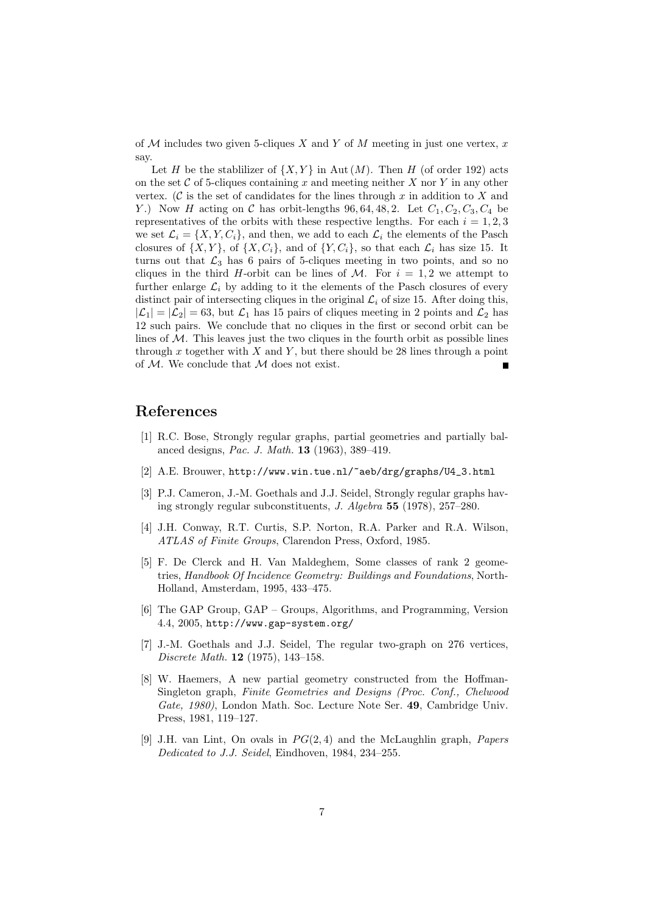of $\mathcal{M}$ includes two given 5-cliques $X$ and $Y$ of $M$ meeting in just one vertex, $x$ say.

Let $H$ be the stablilizer of $\{X, Y\}$ in $\mathrm{Aut}(M)$. Then $H$ (of order 192) acts on the set $\mathcal{C}$ of 5-cliques containing $x$ and meeting neither $X$ nor $Y$ in any other vertex. ($\mathcal{C}$ is the set of candidates for the lines through $x$ in addition to $X$ and $Y$.) Now $H$ acting on $\mathcal{C}$ has orbit-lengths $96, 64, 48, 2$. Let $C_1, C_2, C_3, C_4$ be representatives of the orbits with these respective lengths. For each $i = 1, 2, 3$ we set $\mathcal{L}_i = \{X, Y, C_i\}$, and then, we add to each $\mathcal{L}_i$ the elements of the Pasch closures of $\{X, Y\}$, of $\{X, C_i\}$, and of $\{Y, C_i\}$, so that each $\mathcal{L}_i$ has size 15. It turns out that $\mathcal{L}_3$ has 6 pairs of 5-cliques meeting in two points, and so no cliques in the third $H$-orbit can be lines of $\mathcal{M}$. For $i = 1, 2$ we attempt to further enlarge $\mathcal{L}_i$ by adding to it the elements of the Pasch closures of every distinct pair of intersecting cliques in the original $\mathcal{L}_i$ of size 15. After doing this, $|\mathcal{L}_1| = |\mathcal{L}_2| = 63$, but $\mathcal{L}_1$ has 15 pairs of cliques meeting in 2 points and $\mathcal{L}_2$ has 12 such pairs. We conclude that no cliques in the first or second orbit can be lines of $\mathcal{M}$. This leaves just the two cliques in the fourth orbit as possible lines through $x$ together with $X$ and $Y$, but there should be 28 lines through a point of $\mathcal{M}$. We conclude that $\mathcal{M}$ does not exist. ∎

## References

[1] R.C. Bose, Strongly regular graphs, partial geometries and partially balanced designs, *Pac. J. Math.* **13** (1963), 389–419.

[2] A.E. Brouwer, `http://www.win.tue.nl/~aeb/drg/graphs/U4_3.html`

[3] P.J. Cameron, J.-M. Goethals and J.J. Seidel, Strongly regular graphs having strongly regular subconstituents, *J. Algebra* **55** (1978), 257–280.

[4] J.H. Conway, R.T. Curtis, S.P. Norton, R.A. Parker and R.A. Wilson, *ATLAS of Finite Groups*, Clarendon Press, Oxford, 1985.

[5] F. De Clerck and H. Van Maldeghem, Some classes of rank 2 geometries, *Handbook Of Incidence Geometry: Buildings and Foundations*, North-Holland, Amsterdam, 1995, 433–475.

[6] The GAP Group, GAP – Groups, Algorithms, and Programming, Version 4.4, 2005, `http://www.gap-system.org/`

[7] J.-M. Goethals and J.J. Seidel, The regular two-graph on 276 vertices, *Discrete Math.* **12** (1975), 143–158.

[8] W. Haemers, A new partial geometry constructed from the Hoffman-Singleton graph, *Finite Geometries and Designs (Proc. Conf., Chelwood Gate, 1980)*, London Math. Soc. Lecture Note Ser. **49**, Cambridge Univ. Press, 1981, 119–127.

[9] J.H. van Lint, On ovals in $PG(2, 4)$ and the McLaughlin graph, *Papers Dedicated to J.J. Seidel*, Eindhoven, 1984, 234–255.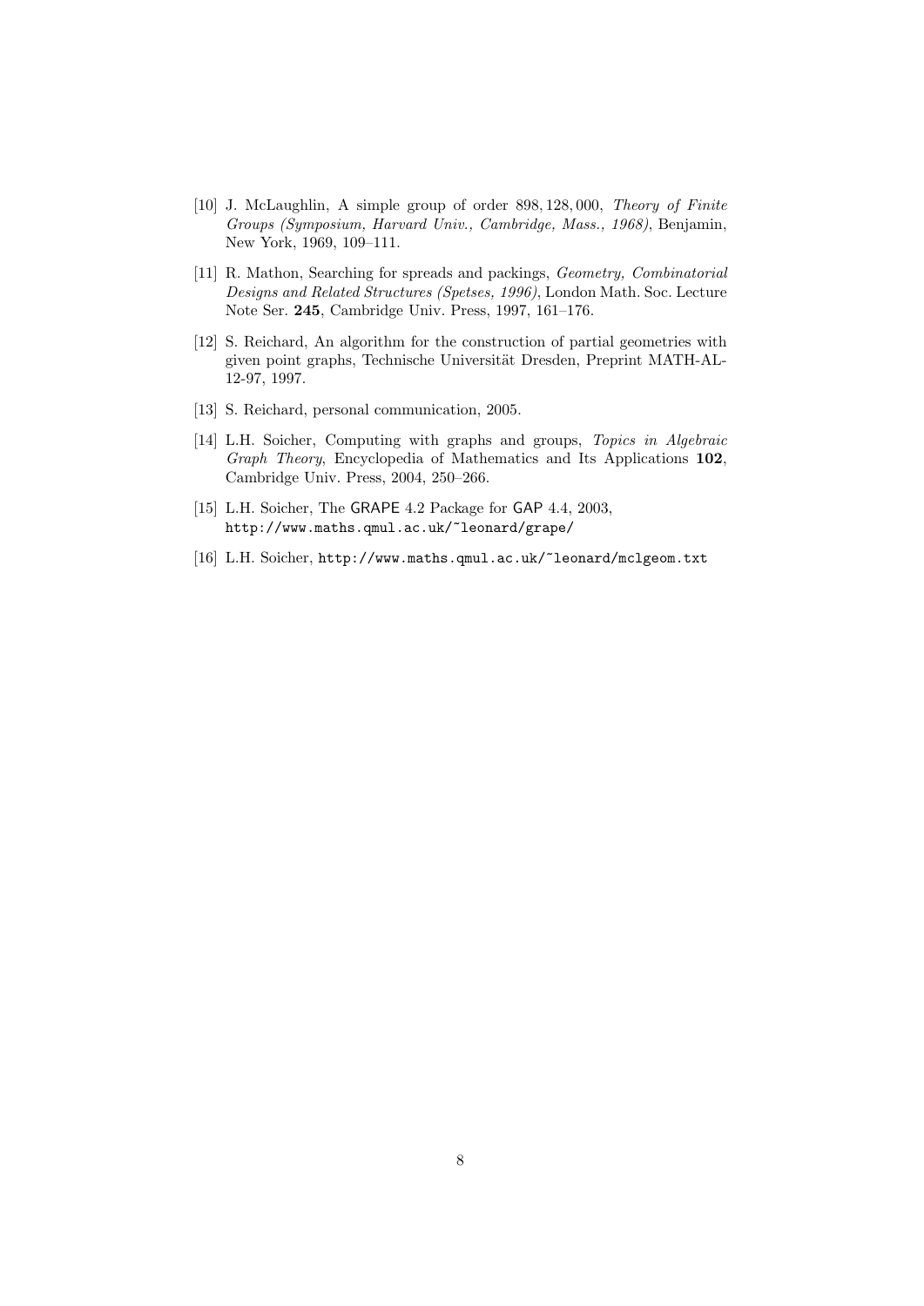[10] J. McLaughlin, A simple group of order 898, 128, 000, *Theory of Finite Groups (Symposium, Harvard Univ., Cambridge, Mass., 1968)*, Benjamin, New York, 1969, 109–111.

[11] R. Mathon, Searching for spreads and packings, *Geometry, Combinatorial Designs and Related Structures (Spetses, 1996)*, London Math. Soc. Lecture Note Ser. **245**, Cambridge Univ. Press, 1997, 161–176.

[12] S. Reichard, An algorithm for the construction of partial geometries with given point graphs, Technische Universität Dresden, Preprint MATH-AL-12-97, 1997.

[13] S. Reichard, personal communication, 2005.

[14] L.H. Soicher, Computing with graphs and groups, *Topics in Algebraic Graph Theory*, Encyclopedia of Mathematics and Its Applications **102**, Cambridge Univ. Press, 2004, 250–266.

[15] L.H. Soicher, The GRAPE 4.2 Package for GAP 4.4, 2003, `http://www.maths.qmul.ac.uk/~leonard/grape/`

[16] L.H. Soicher, `http://www.maths.qmul.ac.uk/~leonard/mclgeom.txt`